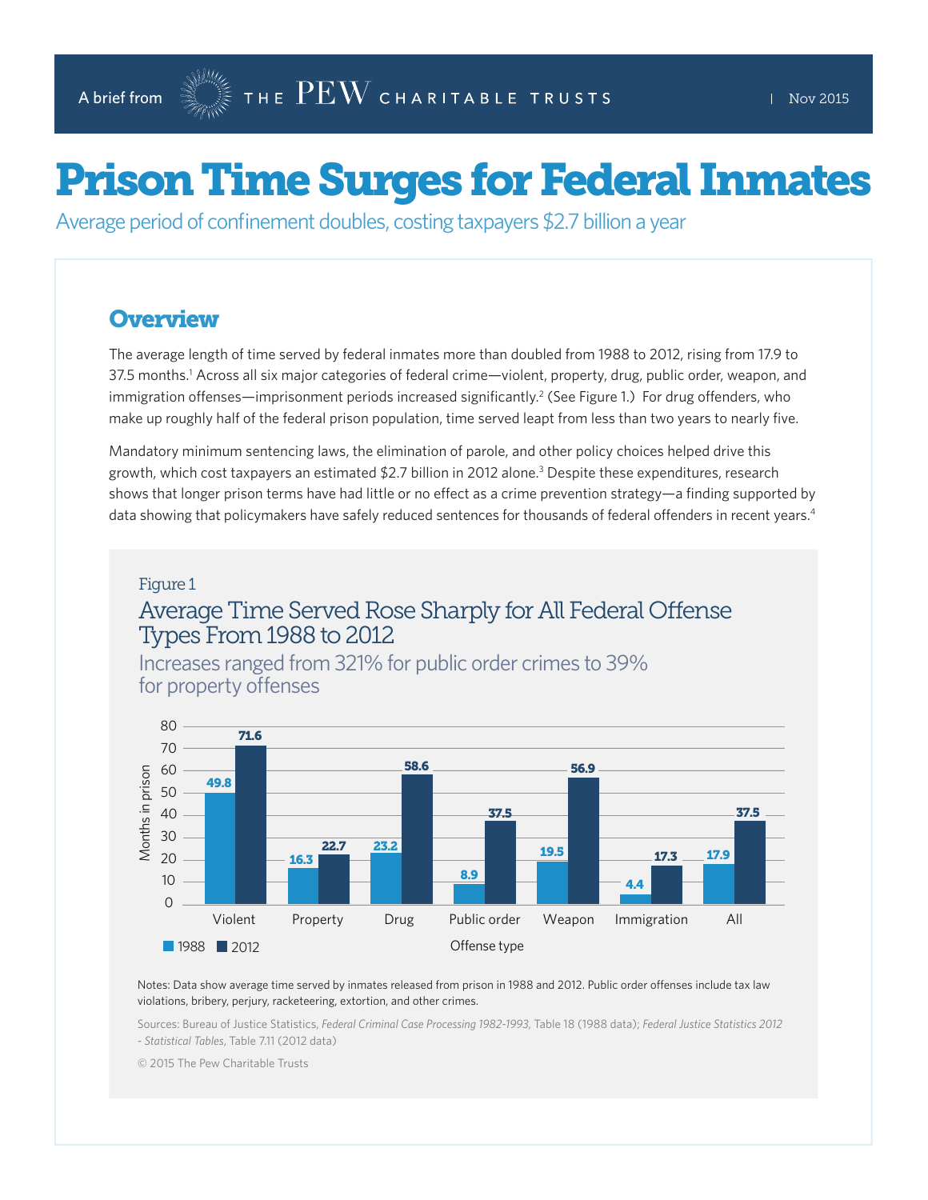A brief from THE PEW CHARITABLE TRUSTS | Nov 2015

# Prison Time Surges for Federal Inmates

Average period of confinement doubles, costing taxpayers $2.7 billion a year

## Overview

The average length of time served by federal inmates more than doubled from 1988 to 2012, rising from 17.9 to 37.5 months.[1] Across all six major categories of federal crime—violent, property, drug, public order, weapon, and immigration offenses—imprisonment periods increased significantly.[2] (See Figure 1.) For drug offenders, who make up roughly half of the federal prison population, time served leapt from less than two years to nearly five.

Mandatory minimum sentencing laws, the elimination of parole, and other policy choices helped drive this growth, which cost taxpayers an estimated $2.7 billion in 2012 alone.[3] Despite these expenditures, research shows that longer prison terms have had little or no effect as a crime prevention strategy—a finding supported by data showing that policymakers have safely reduced sentences for thousands of federal offenders in recent years.[4]

Figure 1

### Average Time Served Rose Sharply for All Federal Offense Types From 1988 to 2012

Increases ranged from 321% for public order crimes to 39% for property offenses

Months in prison, by offense type:

| Offense type | 1988 | 2012 |
|---|---|---|
| Violent | 49.8 | 71.6 |
| Property | 16.3 | 22.7 |
| Drug | 23.2 | 58.6 |
| Public order | 8.9 | 37.5 |
| Weapon | 19.5 | 56.9 |
| Immigration | 4.4 | 17.3 |
| All | 17.9 | 37.5 |

Notes: Data show average time served by inmates released from prison in 1988 and 2012. Public order offenses include tax law violations, bribery, perjury, racketeering, extortion, and other crimes.

Sources: Bureau of Justice Statistics, *Federal Criminal Case Processing 1982-1993*, Table 18 (1988 data); *Federal Justice Statistics 2012 - Statistical Tables*, Table 7.11 (2012 data)

© 2015 The Pew Charitable Trusts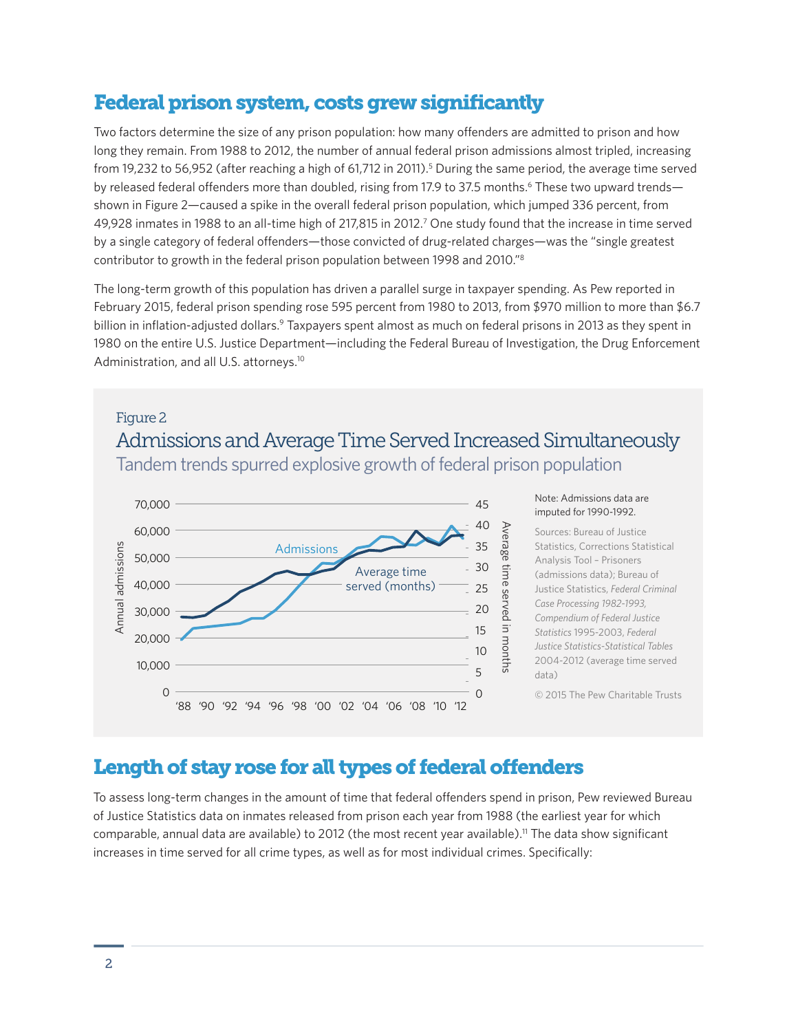## Federal prison system, costs grew significantly

Two factors determine the size of any prison population: how many offenders are admitted to prison and how long they remain. From 1988 to 2012, the number of annual federal prison admissions almost tripled, increasing from 19,232 to 56,952 (after reaching a high of 61,712 in 2011).[5] During the same period, the average time served by released federal offenders more than doubled, rising from 17.9 to 37.5 months.[6] These two upward trends—shown in Figure 2—caused a spike in the overall federal prison population, which jumped 336 percent, from 49,928 inmates in 1988 to an all-time high of 217,815 in 2012.[7] One study found that the increase in time served by a single category of federal offenders—those convicted of drug-related charges—was the "single greatest contributor to growth in the federal prison population between 1998 and 2010."[8]

The long-term growth of this population has driven a parallel surge in taxpayer spending. As Pew reported in February 2015, federal prison spending rose 595 percent from 1980 to 2013, from $970 million to more than $6.7 billion in inflation-adjusted dollars.[9] Taxpayers spent almost as much on federal prisons in 2013 as they spent in 1980 on the entire U.S. Justice Department—including the Federal Bureau of Investigation, the Drug Enforcement Administration, and all U.S. attorneys.[10]

Figure 2

### Admissions and Average Time Served Increased Simultaneously

Tandem trends spurred explosive growth of federal prison population

Note: Admissions data are imputed for 1990-1992.

Sources: Bureau of Justice Statistics, Corrections Statistical Analysis Tool – Prisoners (admissions data); Bureau of Justice Statistics, *Federal Criminal Case Processing 1982-1993, Compendium of Federal Justice Statistics* 1995-2003, *Federal Justice Statistics-Statistical Tables* 2004-2012 (average time served data)

© 2015 The Pew Charitable Trusts

## Length of stay rose for all types of federal offenders

To assess long-term changes in the amount of time that federal offenders spend in prison, Pew reviewed Bureau of Justice Statistics data on inmates released from prison each year from 1988 (the earliest year for which comparable, annual data are available) to 2012 (the most recent year available).[11] The data show significant increases in time served for all crime types, as well as for most individual crimes. Specifically: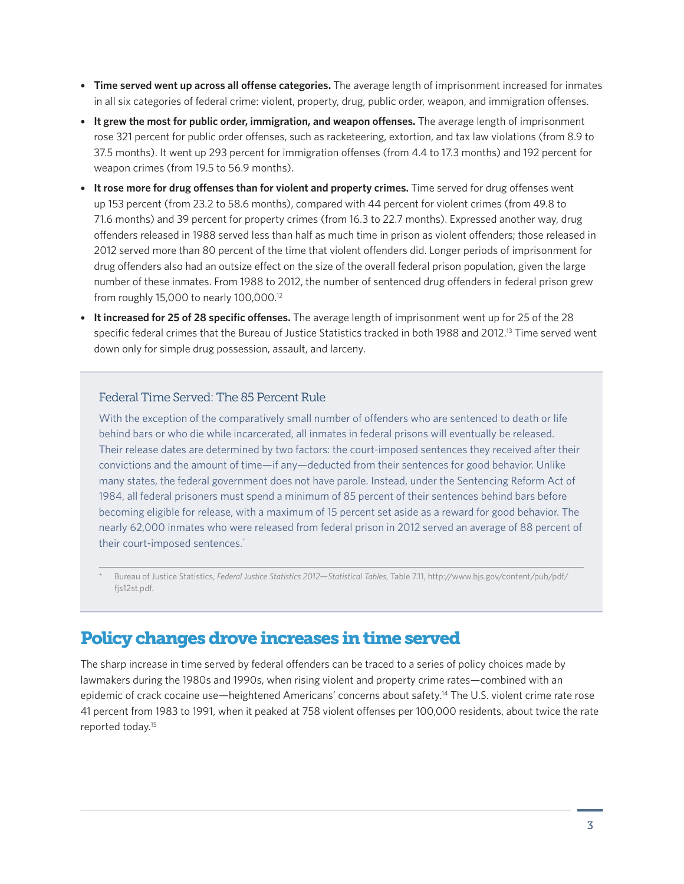- **Time served went up across all offense categories.** The average length of imprisonment increased for inmates in all six categories of federal crime: violent, property, drug, public order, weapon, and immigration offenses.
- **It grew the most for public order, immigration, and weapon offenses.** The average length of imprisonment rose 321 percent for public order offenses, such as racketeering, extortion, and tax law violations (from 8.9 to 37.5 months). It went up 293 percent for immigration offenses (from 4.4 to 17.3 months) and 192 percent for weapon crimes (from 19.5 to 56.9 months).
- **It rose more for drug offenses than for violent and property crimes.** Time served for drug offenses went up 153 percent (from 23.2 to 58.6 months), compared with 44 percent for violent crimes (from 49.8 to 71.6 months) and 39 percent for property crimes (from 16.3 to 22.7 months). Expressed another way, drug offenders released in 1988 served less than half as much time in prison as violent offenders; those released in 2012 served more than 80 percent of the time that violent offenders did. Longer periods of imprisonment for drug offenders also had an outsize effect on the size of the overall federal prison population, given the large number of these inmates. From 1988 to 2012, the number of sentenced drug offenders in federal prison grew from roughly 15,000 to nearly 100,000.[12]
- **It increased for 25 of 28 specific offenses.** The average length of imprisonment went up for 25 of the 28 specific federal crimes that the Bureau of Justice Statistics tracked in both 1988 and 2012.[13] Time served went down only for simple drug possession, assault, and larceny.

### Federal Time Served: The 85 Percent Rule

With the exception of the comparatively small number of offenders who are sentenced to death or life behind bars or who die while incarcerated, all inmates in federal prisons will eventually be released. Their release dates are determined by two factors: the court-imposed sentences they received after their convictions and the amount of time—if any—deducted from their sentences for good behavior. Unlike many states, the federal government does not have parole. Instead, under the Sentencing Reform Act of 1984, all federal prisoners must spend a minimum of 85 percent of their sentences behind bars before becoming eligible for release, with a maximum of 15 percent set aside as a reward for good behavior. The nearly 62,000 inmates who were released from federal prison in 2012 served an average of 88 percent of their court-imposed sentences.*

\* Bureau of Justice Statistics, *Federal Justice Statistics 2012—Statistical Tables*, Table 7.11, http://www.bjs.gov/content/pub/pdf/fjs12st.pdf.

## Policy changes drove increases in time served

The sharp increase in time served by federal offenders can be traced to a series of policy choices made by lawmakers during the 1980s and 1990s, when rising violent and property crime rates—combined with an epidemic of crack cocaine use—heightened Americans' concerns about safety.[14] The U.S. violent crime rate rose 41 percent from 1983 to 1991, when it peaked at 758 violent offenses per 100,000 residents, about twice the rate reported today.[15]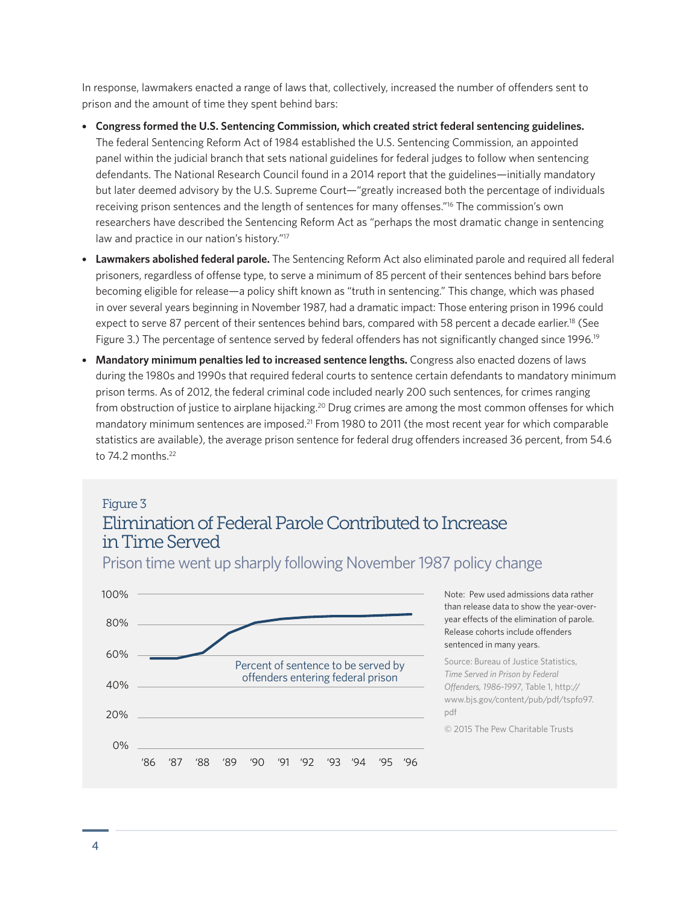In response, lawmakers enacted a range of laws that, collectively, increased the number of offenders sent to prison and the amount of time they spent behind bars:

- **Congress formed the U.S. Sentencing Commission, which created strict federal sentencing guidelines.** The federal Sentencing Reform Act of 1984 established the U.S. Sentencing Commission, an appointed panel within the judicial branch that sets national guidelines for federal judges to follow when sentencing defendants. The National Research Council found in a 2014 report that the guidelines—initially mandatory but later deemed advisory by the U.S. Supreme Court—"greatly increased both the percentage of individuals receiving prison sentences and the length of sentences for many offenses."[16] The commission's own researchers have described the Sentencing Reform Act as "perhaps the most dramatic change in sentencing law and practice in our nation's history."[17]
- **Lawmakers abolished federal parole.** The Sentencing Reform Act also eliminated parole and required all federal prisoners, regardless of offense type, to serve a minimum of 85 percent of their sentences behind bars before becoming eligible for release—a policy shift known as "truth in sentencing." This change, which was phased in over several years beginning in November 1987, had a dramatic impact: Those entering prison in 1996 could expect to serve 87 percent of their sentences behind bars, compared with 58 percent a decade earlier.[18] (See Figure 3.) The percentage of sentence served by federal offenders has not significantly changed since 1996.[19]
- **Mandatory minimum penalties led to increased sentence lengths.** Congress also enacted dozens of laws during the 1980s and 1990s that required federal courts to sentence certain defendants to mandatory minimum prison terms. As of 2012, the federal criminal code included nearly 200 such sentences, for crimes ranging from obstruction of justice to airplane hijacking.[20] Drug crimes are among the most common offenses for which mandatory minimum sentences are imposed.[21] From 1980 to 2011 (the most recent year for which comparable statistics are available), the average prison sentence for federal drug offenders increased 36 percent, from 54.6 to 74.2 months.[22]

Figure 3

## Elimination of Federal Parole Contributed to Increase in Time Served

Prison time went up sharply following November 1987 policy change

Percent of sentence to be served by offenders entering federal prison ('86–'96; 0%–100%)

Note: Pew used admissions data rather than release data to show the year-over-year effects of the elimination of parole. Release cohorts include offenders sentenced in many years.

Source: Bureau of Justice Statistics, *Time Served in Prison by Federal Offenders, 1986-1997*, Table 1, http://www.bjs.gov/content/pub/pdf/tspfo97.pdf

© 2015 The Pew Charitable Trusts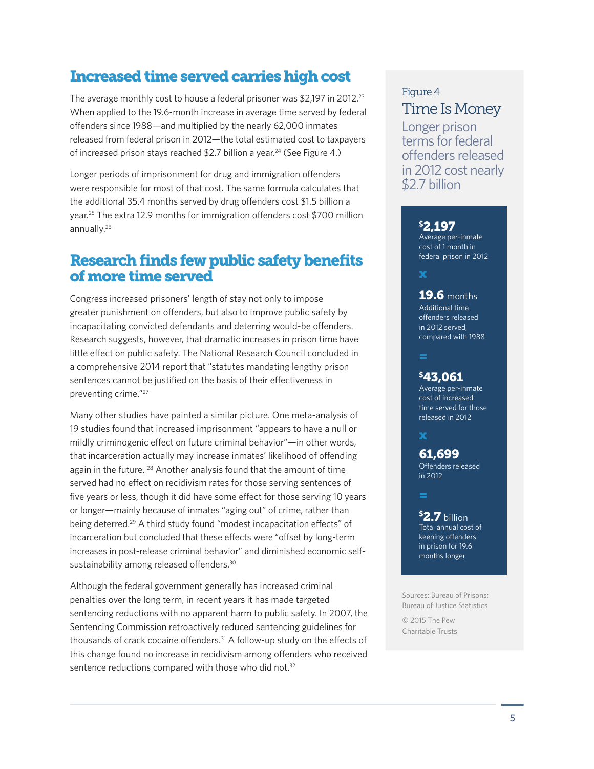## Increased time served carries high cost

The average monthly cost to house a federal prisoner was $2,197 in 2012.[23] When applied to the 19.6-month increase in average time served by federal offenders since 1988—and multiplied by the nearly 62,000 inmates released from federal prison in 2012—the total estimated cost to taxpayers of increased prison stays reached $2.7 billion a year.[24] (See Figure 4.)

Longer periods of imprisonment for drug and immigration offenders were responsible for most of that cost. The same formula calculates that the additional 35.4 months served by drug offenders cost $1.5 billion a year.[25] The extra 12.9 months for immigration offenders cost $700 million annually.[26]

## Research finds few public safety benefits of more time served

Congress increased prisoners' length of stay not only to impose greater punishment on offenders, but also to improve public safety by incapacitating convicted defendants and deterring would-be offenders. Research suggests, however, that dramatic increases in prison time have little effect on public safety. The National Research Council concluded in a comprehensive 2014 report that "statutes mandating lengthy prison sentences cannot be justified on the basis of their effectiveness in preventing crime."[27]

Many other studies have painted a similar picture. One meta-analysis of 19 studies found that increased imprisonment "appears to have a null or mildly criminogenic effect on future criminal behavior"—in other words, that incarceration actually may increase inmates' likelihood of offending again in the future. [28] Another analysis found that the amount of time served had no effect on recidivism rates for those serving sentences of five years or less, though it did have some effect for those serving 10 years or longer—mainly because of inmates "aging out" of crime, rather than being deterred.[29] A third study found "modest incapacitation effects" of incarceration but concluded that these effects were "offset by long-term increases in post-release criminal behavior" and diminished economic self-sustainability among released offenders.[30]

Although the federal government generally has increased criminal penalties over the long term, in recent years it has made targeted sentencing reductions with no apparent harm to public safety. In 2007, the Sentencing Commission retroactively reduced sentencing guidelines for thousands of crack cocaine offenders.[31] A follow-up study on the effects of this change found no increase in recidivism among offenders who received sentence reductions compared with those who did not.[32]

Figure 4

### Time Is Money

Longer prison terms for federal offenders released in 2012 cost nearly $2.7 billion

**$2,197**
Average per-inmate cost of 1 month in federal prison in 2012

**x**

**19.6** months
Additional time offenders released in 2012 served, compared with 1988

**=**

**$43,061**
Average per-inmate cost of increased time served for those released in 2012

**x**

**61,699**
Offenders released in 2012

**=**

**$2.7** billion
Total annual cost of keeping offenders in prison for 19.6 months longer

Sources: Bureau of Prisons; Bureau of Justice Statistics

© 2015 The Pew Charitable Trusts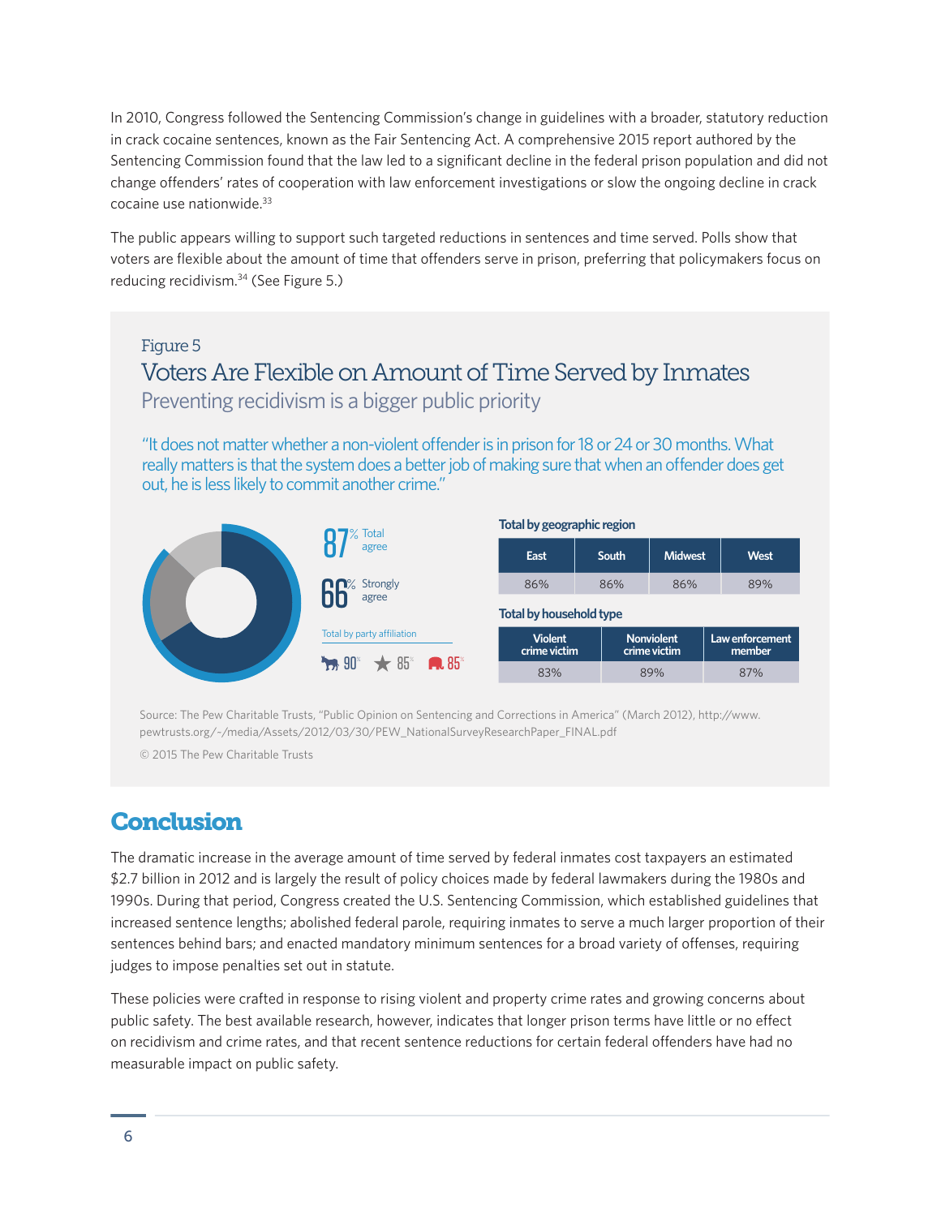In 2010, Congress followed the Sentencing Commission's change in guidelines with a broader, statutory reduction in crack cocaine sentences, known as the Fair Sentencing Act. A comprehensive 2015 report authored by the Sentencing Commission found that the law led to a significant decline in the federal prison population and did not change offenders' rates of cooperation with law enforcement investigations or slow the ongoing decline in crack cocaine use nationwide.[33]

The public appears willing to support such targeted reductions in sentences and time served. Polls show that voters are flexible about the amount of time that offenders serve in prison, preferring that policymakers focus on reducing recidivism.[34] (See Figure 5.)

Figure 5

### Voters Are Flexible on Amount of Time Served by Inmates

Preventing recidivism is a bigger public priority

"It does not matter whether a non-violent offender is in prison for 18 or 24 or 30 months. What really matters is that the system does a better job of making sure that when an offender does get out, he is less likely to commit another crime."

87% Total agree

66% Strongly agree

Total by party affiliation

Democrat 90% · Independent 85% · Republican 85%

**Total by geographic region**

| East | South | Midwest | West |
|---|---|---|---|
| 86% | 86% | 86% | 89% |

**Total by household type**

| Violent crime victim | Nonviolent crime victim | Law enforcement member |
|---|---|---|
| 83% | 89% | 87% |

Source: The Pew Charitable Trusts, "Public Opinion on Sentencing and Corrections in America" (March 2012), http://www.pewtrusts.org/~/media/Assets/2012/03/30/PEW_NationalSurveyResearchPaper_FINAL.pdf

© 2015 The Pew Charitable Trusts

## Conclusion

The dramatic increase in the average amount of time served by federal inmates cost taxpayers an estimated $2.7 billion in 2012 and is largely the result of policy choices made by federal lawmakers during the 1980s and 1990s. During that period, Congress created the U.S. Sentencing Commission, which established guidelines that increased sentence lengths; abolished federal parole, requiring inmates to serve a much larger proportion of their sentences behind bars; and enacted mandatory minimum sentences for a broad variety of offenses, requiring judges to impose penalties set out in statute.

These policies were crafted in response to rising violent and property crime rates and growing concerns about public safety. The best available research, however, indicates that longer prison terms have little or no effect on recidivism and crime rates, and that recent sentence reductions for certain federal offenders have had no measurable impact on public safety.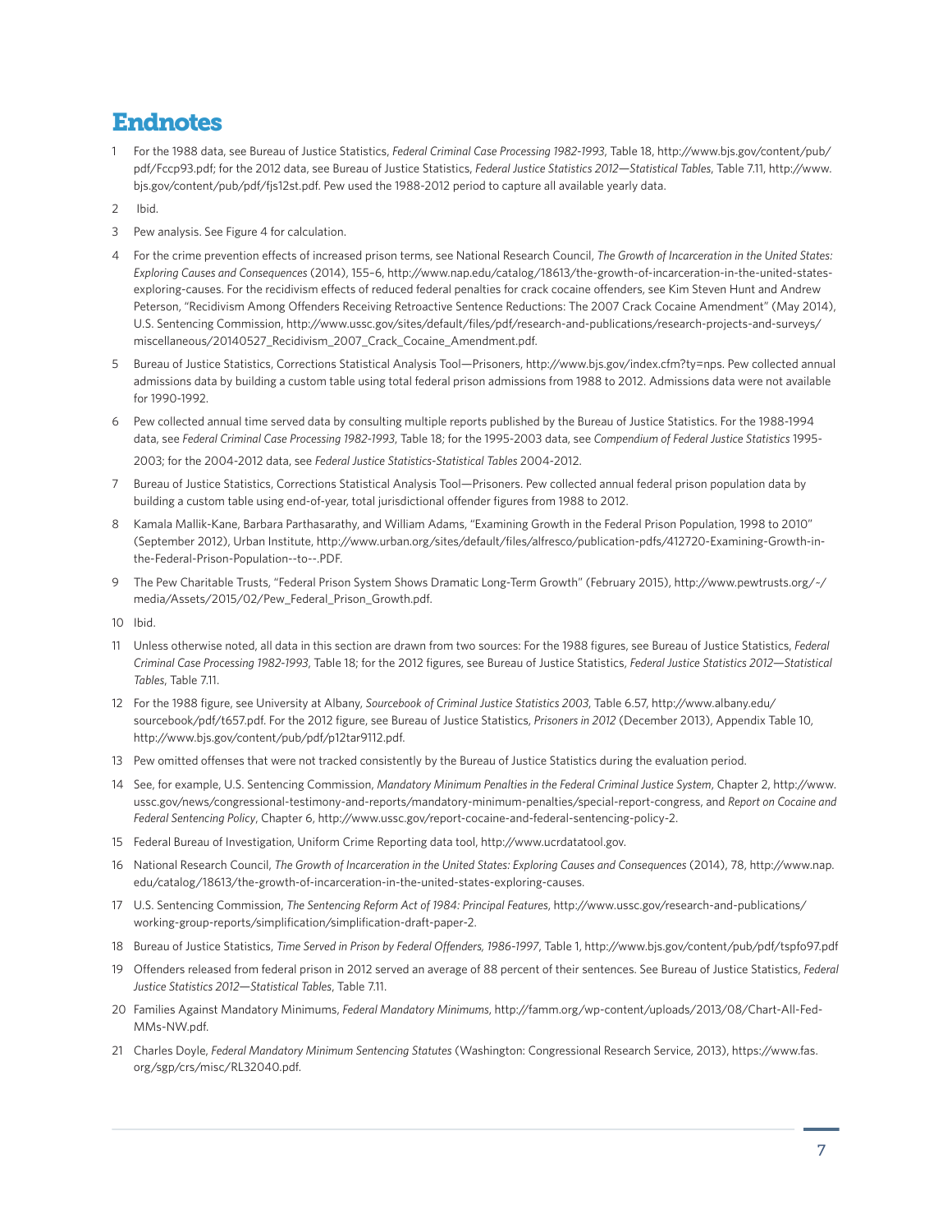# Endnotes

1. For the 1988 data, see Bureau of Justice Statistics, *Federal Criminal Case Processing 1982-1993*, Table 18, http://www.bjs.gov/content/pub/pdf/Fccp93.pdf; for the 2012 data, see Bureau of Justice Statistics, *Federal Justice Statistics 2012—Statistical Tables*, Table 7.11, http://www.bjs.gov/content/pub/pdf/fjs12st.pdf. Pew used the 1988-2012 period to capture all available yearly data.

2. Ibid.

3. Pew analysis. See Figure 4 for calculation.

4. For the crime prevention effects of increased prison terms, see National Research Council, *The Growth of Incarceration in the United States: Exploring Causes and Consequences* (2014), 155–6, http://www.nap.edu/catalog/18613/the-growth-of-incarceration-in-the-united-states-exploring-causes. For the recidivism effects of reduced federal penalties for crack cocaine offenders, see Kim Steven Hunt and Andrew Peterson, "Recidivism Among Offenders Receiving Retroactive Sentence Reductions: The 2007 Crack Cocaine Amendment" (May 2014), U.S. Sentencing Commission, http://www.ussc.gov/sites/default/files/pdf/research-and-publications/research-projects-and-surveys/miscellaneous/20140527_Recidivism_2007_Crack_Cocaine_Amendment.pdf.

5. Bureau of Justice Statistics, Corrections Statistical Analysis Tool—Prisoners, http://www.bjs.gov/index.cfm?ty=nps. Pew collected annual admissions data by building a custom table using total federal prison admissions from 1988 to 2012. Admissions data were not available for 1990-1992.

6. Pew collected annual time served data by consulting multiple reports published by the Bureau of Justice Statistics. For the 1988-1994 data, see *Federal Criminal Case Processing 1982-1993*, Table 18; for the 1995-2003 data, see *Compendium of Federal Justice Statistics* 1995-2003; for the 2004-2012 data, see *Federal Justice Statistics-Statistical Tables* 2004-2012.

7. Bureau of Justice Statistics, Corrections Statistical Analysis Tool—Prisoners. Pew collected annual federal prison population data by building a custom table using end-of-year, total jurisdictional offender figures from 1988 to 2012.

8. Kamala Mallik-Kane, Barbara Parthasarathy, and William Adams, "Examining Growth in the Federal Prison Population, 1998 to 2010" (September 2012), Urban Institute, http://www.urban.org/sites/default/files/alfresco/publication-pdfs/412720-Examining-Growth-in-the-Federal-Prison-Population--to--.PDF.

9. The Pew Charitable Trusts, "Federal Prison System Shows Dramatic Long-Term Growth" (February 2015), http://www.pewtrusts.org/~/media/Assets/2015/02/Pew_Federal_Prison_Growth.pdf.

10. Ibid.

11. Unless otherwise noted, all data in this section are drawn from two sources: For the 1988 figures, see Bureau of Justice Statistics, *Federal Criminal Case Processing 1982-1993*, Table 18; for the 2012 figures, see Bureau of Justice Statistics, *Federal Justice Statistics 2012—Statistical Tables*, Table 7.11.

12. For the 1988 figure, see University at Albany, *Sourcebook of Criminal Justice Statistics 2003*, Table 6.57, http://www.albany.edu/sourcebook/pdf/t657.pdf. For the 2012 figure, see Bureau of Justice Statistics, *Prisoners in 2012* (December 2013), Appendix Table 10, http://www.bjs.gov/content/pub/pdf/p12tar9112.pdf.

13. Pew omitted offenses that were not tracked consistently by the Bureau of Justice Statistics during the evaluation period.

14. See, for example, U.S. Sentencing Commission, *Mandatory Minimum Penalties in the Federal Criminal Justice System*, Chapter 2, http://www.ussc.gov/news/congressional-testimony-and-reports/mandatory-minimum-penalties/special-report-congress, and *Report on Cocaine and Federal Sentencing Policy*, Chapter 6, http://www.ussc.gov/report-cocaine-and-federal-sentencing-policy-2.

15. Federal Bureau of Investigation, Uniform Crime Reporting data tool, http://www.ucrdatatool.gov.

16. National Research Council, *The Growth of Incarceration in the United States: Exploring Causes and Consequences* (2014), 78, http://www.nap.edu/catalog/18613/the-growth-of-incarceration-in-the-united-states-exploring-causes.

17. U.S. Sentencing Commission, *The Sentencing Reform Act of 1984: Principal Features*, http://www.ussc.gov/research-and-publications/working-group-reports/simplification/simplification-draft-paper-2.

18. Bureau of Justice Statistics, *Time Served in Prison by Federal Offenders, 1986-1997*, Table 1, http://www.bjs.gov/content/pub/pdf/tspfo97.pdf

19. Offenders released from federal prison in 2012 served an average of 88 percent of their sentences. See Bureau of Justice Statistics, *Federal Justice Statistics 2012—Statistical Tables*, Table 7.11.

20. Families Against Mandatory Minimums, *Federal Mandatory Minimums*, http://famm.org/wp-content/uploads/2013/08/Chart-All-Fed-MMs-NW.pdf.

21. Charles Doyle, *Federal Mandatory Minimum Sentencing Statutes* (Washington: Congressional Research Service, 2013), https://www.fas.org/sgp/crs/misc/RL32040.pdf.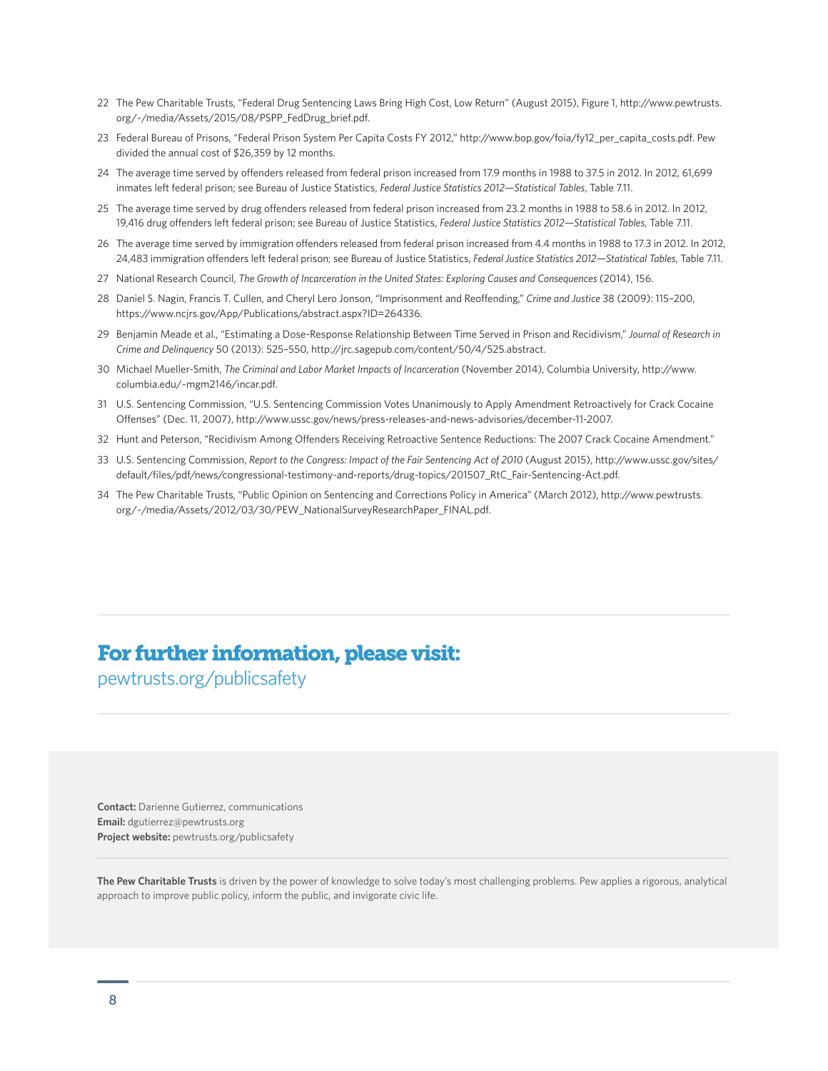22 The Pew Charitable Trusts, "Federal Drug Sentencing Laws Bring High Cost, Low Return" (August 2015), Figure 1, http://www.pewtrusts.org/~/media/Assets/2015/08/PSPP_FedDrug_brief.pdf.

23 Federal Bureau of Prisons, "Federal Prison System Per Capita Costs FY 2012," http://www.bop.gov/foia/fy12_per_capita_costs.pdf. Pew divided the annual cost of $26,359 by 12 months.

24 The average time served by offenders released from federal prison increased from 17.9 months in 1988 to 37.5 in 2012. In 2012, 61,699 inmates left federal prison; see Bureau of Justice Statistics, *Federal Justice Statistics 2012—Statistical Tables*, Table 7.11.

25 The average time served by drug offenders released from federal prison increased from 23.2 months in 1988 to 58.6 in 2012. In 2012, 19,416 drug offenders left federal prison; see Bureau of Justice Statistics, *Federal Justice Statistics 2012—Statistical Tables*, Table 7.11.

26 The average time served by immigration offenders released from federal prison increased from 4.4 months in 1988 to 17.3 in 2012. In 2012, 24,483 immigration offenders left federal prison; see Bureau of Justice Statistics, *Federal Justice Statistics 2012—Statistical Tables*, Table 7.11.

27 National Research Council, *The Growth of Incarceration in the United States: Exploring Causes and Consequences* (2014), 156.

28 Daniel S. Nagin, Francis T. Cullen, and Cheryl Lero Jonson, "Imprisonment and Reoffending," *Crime and Justice* 38 (2009): 115–200, https://www.ncjrs.gov/App/Publications/abstract.aspx?ID=264336.

29 Benjamin Meade et al., "Estimating a Dose-Response Relationship Between Time Served in Prison and Recidivism," *Journal of Research in Crime and Delinquency* 50 (2013): 525–550, http://jrc.sagepub.com/content/50/4/525.abstract.

30 Michael Mueller-Smith, *The Criminal and Labor Market Impacts of Incarceration* (November 2014), Columbia University, http://www.columbia.edu/~mgm2146/incar.pdf.

31 U.S. Sentencing Commission, "U.S. Sentencing Commission Votes Unanimously to Apply Amendment Retroactively for Crack Cocaine Offenses" (Dec. 11, 2007), http://www.ussc.gov/news/press-releases-and-news-advisories/december-11-2007.

32 Hunt and Peterson, "Recidivism Among Offenders Receiving Retroactive Sentence Reductions: The 2007 Crack Cocaine Amendment."

33 U.S. Sentencing Commission, *Report to the Congress: Impact of the Fair Sentencing Act of 2010* (August 2015), http://www.ussc.gov/sites/default/files/pdf/news/congressional-testimony-and-reports/drug-topics/201507_RtC_Fair-Sentencing-Act.pdf.

34 The Pew Charitable Trusts, "Public Opinion on Sentencing and Corrections Policy in America" (March 2012), http://www.pewtrusts.org/~/media/Assets/2012/03/30/PEW_NationalSurveyResearchPaper_FINAL.pdf.

## For further information, please visit:

pewtrusts.org/publicsafety

**Contact:** Darienne Gutierrez, communications
**Email:** dgutierrez@pewtrusts.org
**Project website:** pewtrusts.org/publicsafety

**The Pew Charitable Trusts** is driven by the power of knowledge to solve today's most challenging problems. Pew applies a rigorous, analytical approach to improve public policy, inform the public, and invigorate civic life.